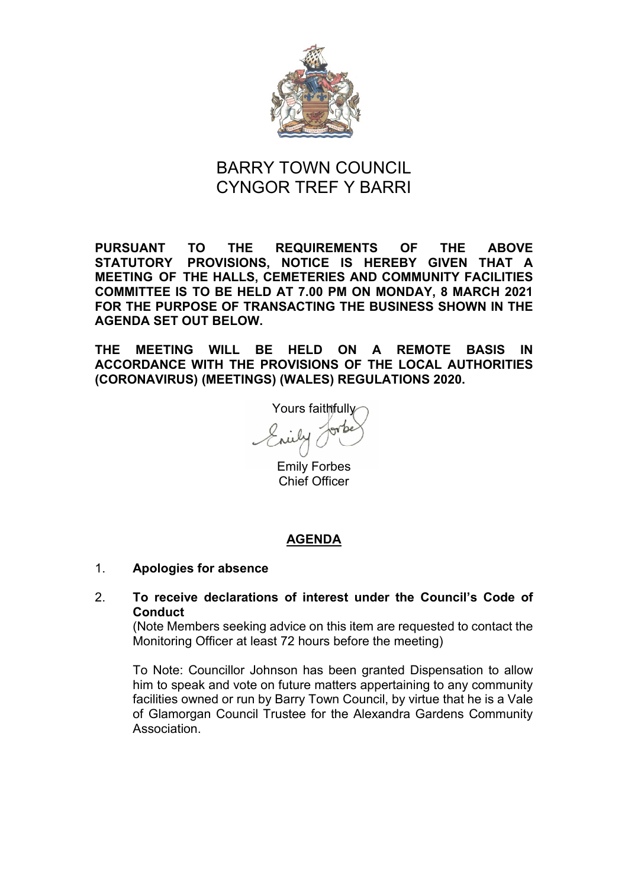# BARRY TOWN COUNCIL
# CYNGOR TREF Y BARRI

**PURSUANT TO THE REQUIREMENTS OF THE ABOVE STATUTORY PROVISIONS, NOTICE IS HEREBY GIVEN THAT A MEETING OF THE HALLS, CEMETERIES AND COMMUNITY FACILITIES COMMITTEE IS TO BE HELD AT 7.00 PM ON MONDAY, 8 MARCH 2021 FOR THE PURPOSE OF TRANSACTING THE BUSINESS SHOWN IN THE AGENDA SET OUT BELOW.**

**THE MEETING WILL BE HELD ON A REMOTE BASIS IN ACCORDANCE WITH THE PROVISIONS OF THE LOCAL AUTHORITIES (CORONAVIRUS) (MEETINGS) (WALES) REGULATIONS 2020.**

Yours faithfully

Emily Forbes
Chief Officer

## AGENDA

1. **Apologies for absence**

2. **To receive declarations of interest under the Council's Code of Conduct**
   (Note Members seeking advice on this item are requested to contact the Monitoring Officer at least 72 hours before the meeting)

   To Note: Councillor Johnson has been granted Dispensation to allow him to speak and vote on future matters appertaining to any community facilities owned or run by Barry Town Council, by virtue that he is a Vale of Glamorgan Council Trustee for the Alexandra Gardens Community Association.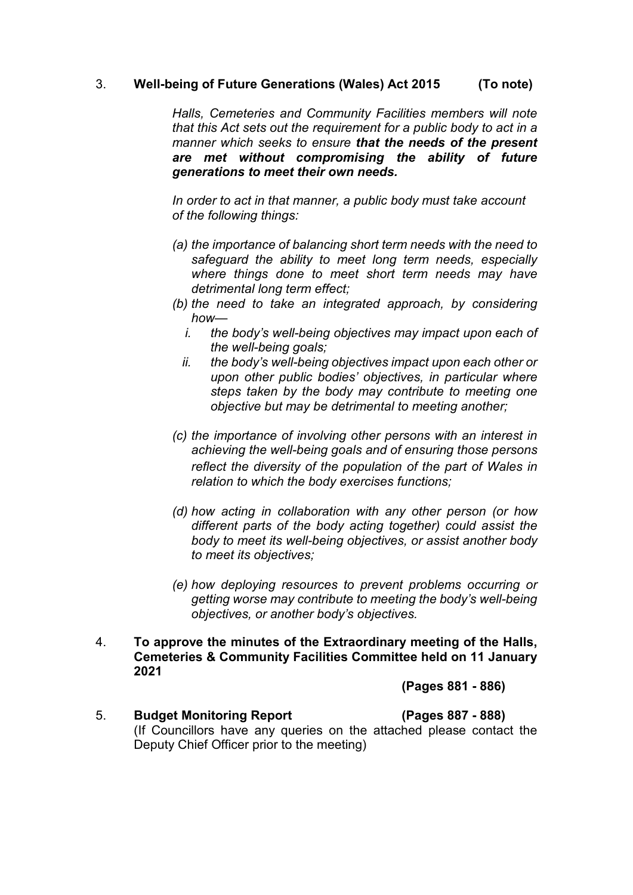3. **Well-being of Future Generations (Wales) Act 2015 (To note)**

   *Halls, Cemeteries and Community Facilities members will note that this Act sets out the requirement for a public body to act in a manner which seeks to ensure* ***that the needs of the present are met without compromising the ability of future generations to meet their own needs.***

   *In order to act in that manner, a public body must take account of the following things:*

   *(a) the importance of balancing short term needs with the need to safeguard the ability to meet long term needs, especially where things done to meet short term needs may have detrimental long term effect;*

   *(b) the need to take an integrated approach, by considering how—*

   *i. the body's well-being objectives may impact upon each of the well-being goals;*

   *ii. the body's well-being objectives impact upon each other or upon other public bodies' objectives, in particular where steps taken by the body may contribute to meeting one objective but may be detrimental to meeting another;*

   *(c) the importance of involving other persons with an interest in achieving the well-being goals and of ensuring those persons reflect the diversity of the population of the part of Wales in relation to which the body exercises functions;*

   *(d) how acting in collaboration with any other person (or how different parts of the body acting together) could assist the body to meet its well-being objectives, or assist another body to meet its objectives;*

   *(e) how deploying resources to prevent problems occurring or getting worse may contribute to meeting the body's well-being objectives, or another body's objectives.*

4. **To approve the minutes of the Extraordinary meeting of the Halls, Cemeteries & Community Facilities Committee held on 11 January 2021**

   **(Pages 881 - 886)**

5. **Budget Monitoring Report (Pages 887 - 888)**

   (If Councillors have any queries on the attached please contact the Deputy Chief Officer prior to the meeting)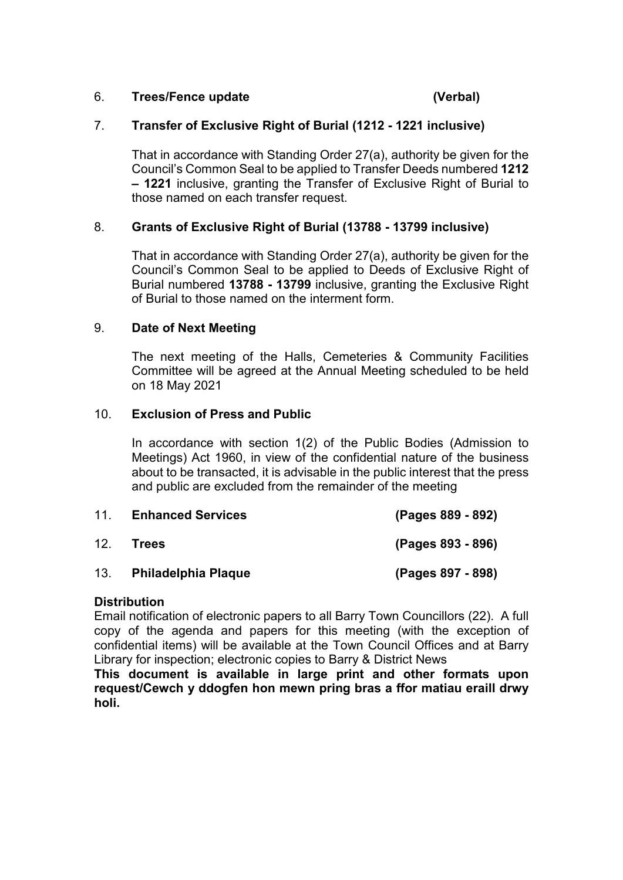6. **Trees/Fence update** **(Verbal)**

7. **Transfer of Exclusive Right of Burial (1212 - 1221 inclusive)**

   That in accordance with Standing Order 27(a), authority be given for the Council's Common Seal to be applied to Transfer Deeds numbered **1212 – 1221** inclusive, granting the Transfer of Exclusive Right of Burial to those named on each transfer request.

8. **Grants of Exclusive Right of Burial (13788 - 13799 inclusive)**

   That in accordance with Standing Order 27(a), authority be given for the Council's Common Seal to be applied to Deeds of Exclusive Right of Burial numbered **13788 - 13799** inclusive, granting the Exclusive Right of Burial to those named on the interment form.

9. **Date of Next Meeting**

   The next meeting of the Halls, Cemeteries & Community Facilities Committee will be agreed at the Annual Meeting scheduled to be held on 18 May 2021

10. **Exclusion of Press and Public**

    In accordance with section 1(2) of the Public Bodies (Admission to Meetings) Act 1960, in view of the confidential nature of the business about to be transacted, it is advisable in the public interest that the press and public are excluded from the remainder of the meeting

11. **Enhanced Services** **(Pages 889 - 892)**

12. **Trees** **(Pages 893 - 896)**

13. **Philadelphia Plaque** **(Pages 897 - 898)**

**Distribution**

Email notification of electronic papers to all Barry Town Councillors (22). A full copy of the agenda and papers for this meeting (with the exception of confidential items) will be available at the Town Council Offices and at Barry Library for inspection; electronic copies to Barry & District News

**This document is available in large print and other formats upon request/Cewch y ddogfen hon mewn pring bras a ffor matiau eraill drwy holi.**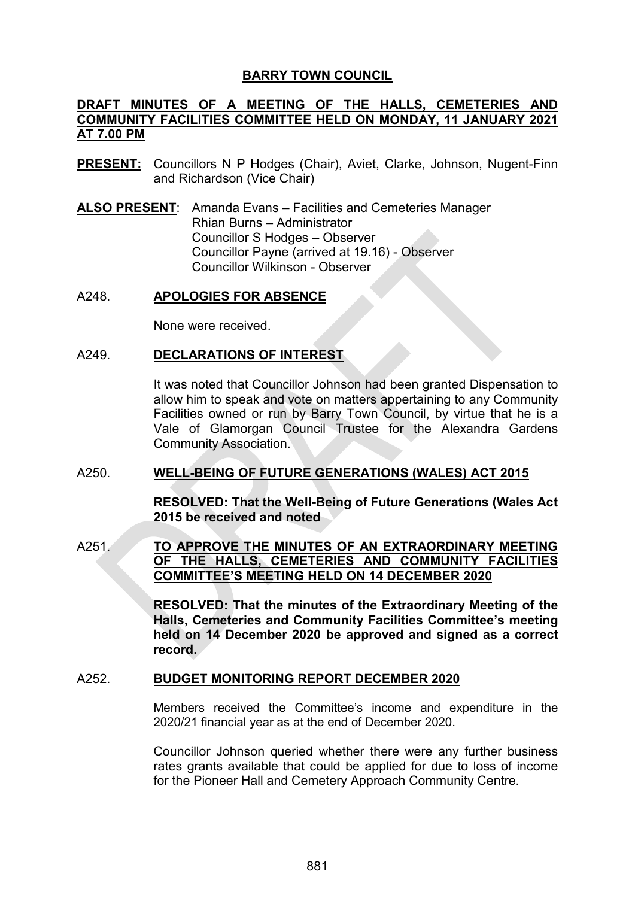# BARRY TOWN COUNCIL

## DRAFT MINUTES OF A MEETING OF THE HALLS, CEMETERIES AND COMMUNITY FACILITIES COMMITTEE HELD ON MONDAY, 11 JANUARY 2021 AT 7.00 PM

**PRESENT:** Councillors N P Hodges (Chair), Aviet, Clarke, Johnson, Nugent-Finn and Richardson (Vice Chair)

**ALSO PRESENT**: Amanda Evans – Facilities and Cemeteries Manager
Rhian Burns – Administrator
Councillor S Hodges – Observer
Councillor Payne (arrived at 19.16) - Observer
Councillor Wilkinson - Observer

### A248. APOLOGIES FOR ABSENCE

None were received.

### A249. DECLARATIONS OF INTEREST

It was noted that Councillor Johnson had been granted Dispensation to allow him to speak and vote on matters appertaining to any Community Facilities owned or run by Barry Town Council, by virtue that he is a Vale of Glamorgan Council Trustee for the Alexandra Gardens Community Association.

### A250. WELL-BEING OF FUTURE GENERATIONS (WALES) ACT 2015

**RESOLVED: That the Well-Being of Future Generations (Wales Act 2015 be received and noted**

### A251. TO APPROVE THE MINUTES OF AN EXTRAORDINARY MEETING OF THE HALLS, CEMETERIES AND COMMUNITY FACILITIES COMMITTEE'S MEETING HELD ON 14 DECEMBER 2020

**RESOLVED: That the minutes of the Extraordinary Meeting of the Halls, Cemeteries and Community Facilities Committee's meeting held on 14 December 2020 be approved and signed as a correct record.**

### A252. BUDGET MONITORING REPORT DECEMBER 2020

Members received the Committee's income and expenditure in the 2020/21 financial year as at the end of December 2020.

Councillor Johnson queried whether there were any further business rates grants available that could be applied for due to loss of income for the Pioneer Hall and Cemetery Approach Community Centre.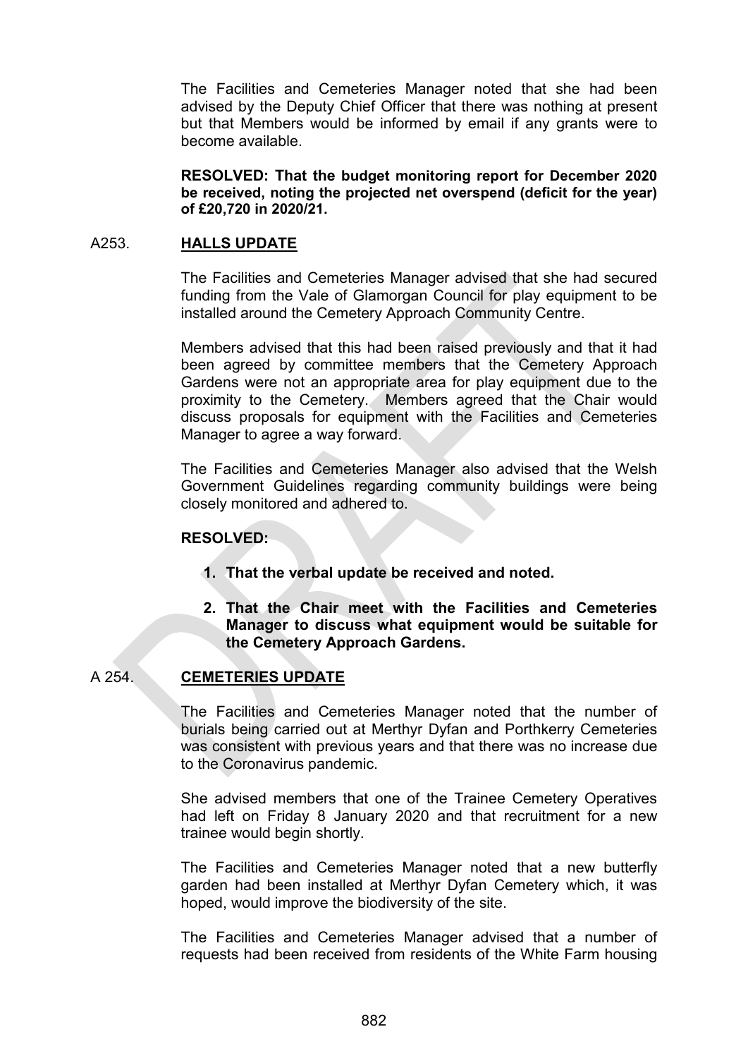The Facilities and Cemeteries Manager noted that she had been advised by the Deputy Chief Officer that there was nothing at present but that Members would be informed by email if any grants were to become available.

**RESOLVED: That the budget monitoring report for December 2020 be received, noting the projected net overspend (deficit for the year) of £20,720 in 2020/21.**

## A253. HALLS UPDATE

The Facilities and Cemeteries Manager advised that she had secured funding from the Vale of Glamorgan Council for play equipment to be installed around the Cemetery Approach Community Centre.

Members advised that this had been raised previously and that it had been agreed by committee members that the Cemetery Approach Gardens were not an appropriate area for play equipment due to the proximity to the Cemetery. Members agreed that the Chair would discuss proposals for equipment with the Facilities and Cemeteries Manager to agree a way forward.

The Facilities and Cemeteries Manager also advised that the Welsh Government Guidelines regarding community buildings were being closely monitored and adhered to.

**RESOLVED:**

1. **That the verbal update be received and noted.**
2. **That the Chair meet with the Facilities and Cemeteries Manager to discuss what equipment would be suitable for the Cemetery Approach Gardens.**

## A 254. CEMETERIES UPDATE

The Facilities and Cemeteries Manager noted that the number of burials being carried out at Merthyr Dyfan and Porthkerry Cemeteries was consistent with previous years and that there was no increase due to the Coronavirus pandemic.

She advised members that one of the Trainee Cemetery Operatives had left on Friday 8 January 2020 and that recruitment for a new trainee would begin shortly.

The Facilities and Cemeteries Manager noted that a new butterfly garden had been installed at Merthyr Dyfan Cemetery which, it was hoped, would improve the biodiversity of the site.

The Facilities and Cemeteries Manager advised that a number of requests had been received from residents of the White Farm housing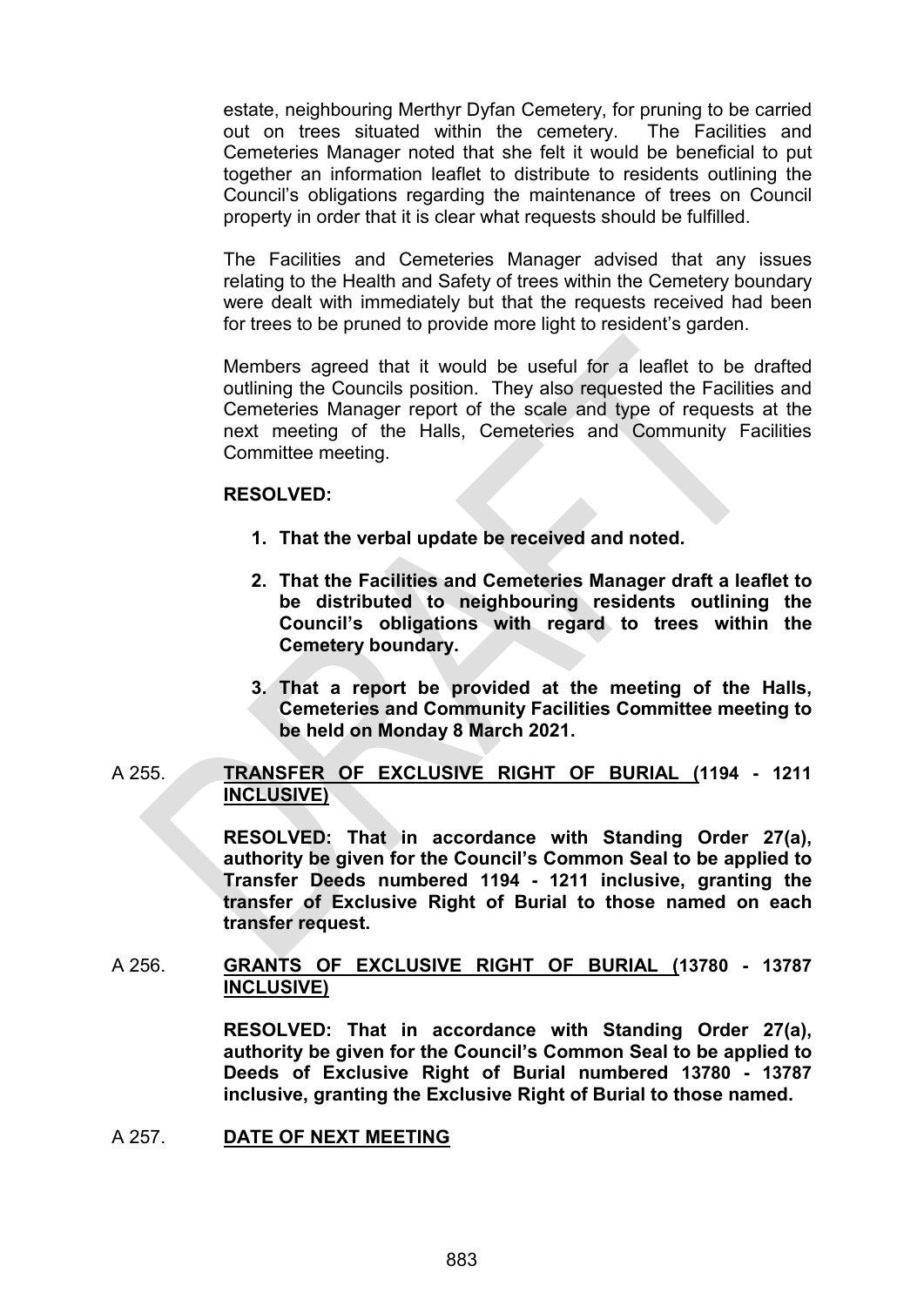estate, neighbouring Merthyr Dyfan Cemetery, for pruning to be carried out on trees situated within the cemetery. The Facilities and Cemeteries Manager noted that she felt it would be beneficial to put together an information leaflet to distribute to residents outlining the Council's obligations regarding the maintenance of trees on Council property in order that it is clear what requests should be fulfilled.

The Facilities and Cemeteries Manager advised that any issues relating to the Health and Safety of trees within the Cemetery boundary were dealt with immediately but that the requests received had been for trees to be pruned to provide more light to resident's garden.

Members agreed that it would be useful for a leaflet to be drafted outlining the Councils position. They also requested the Facilities and Cemeteries Manager report of the scale and type of requests at the next meeting of the Halls, Cemeteries and Community Facilities Committee meeting.

**RESOLVED:**

1. **That the verbal update be received and noted.**

2. **That the Facilities and Cemeteries Manager draft a leaflet to be distributed to neighbouring residents outlining the Council's obligations with regard to trees within the Cemetery boundary.**

3. **That a report be provided at the meeting of the Halls, Cemeteries and Community Facilities Committee meeting to be held on Monday 8 March 2021.**

A 255. **TRANSFER OF EXCLUSIVE RIGHT OF BURIAL (1194 - 1211 INCLUSIVE)**

**RESOLVED: That in accordance with Standing Order 27(a), authority be given for the Council's Common Seal to be applied to Transfer Deeds numbered 1194 - 1211 inclusive, granting the transfer of Exclusive Right of Burial to those named on each transfer request.**

A 256. **GRANTS OF EXCLUSIVE RIGHT OF BURIAL (13780 - 13787 INCLUSIVE)**

**RESOLVED: That in accordance with Standing Order 27(a), authority be given for the Council's Common Seal to be applied to Deeds of Exclusive Right of Burial numbered 13780 - 13787 inclusive, granting the Exclusive Right of Burial to those named.**

A 257. **DATE OF NEXT MEETING**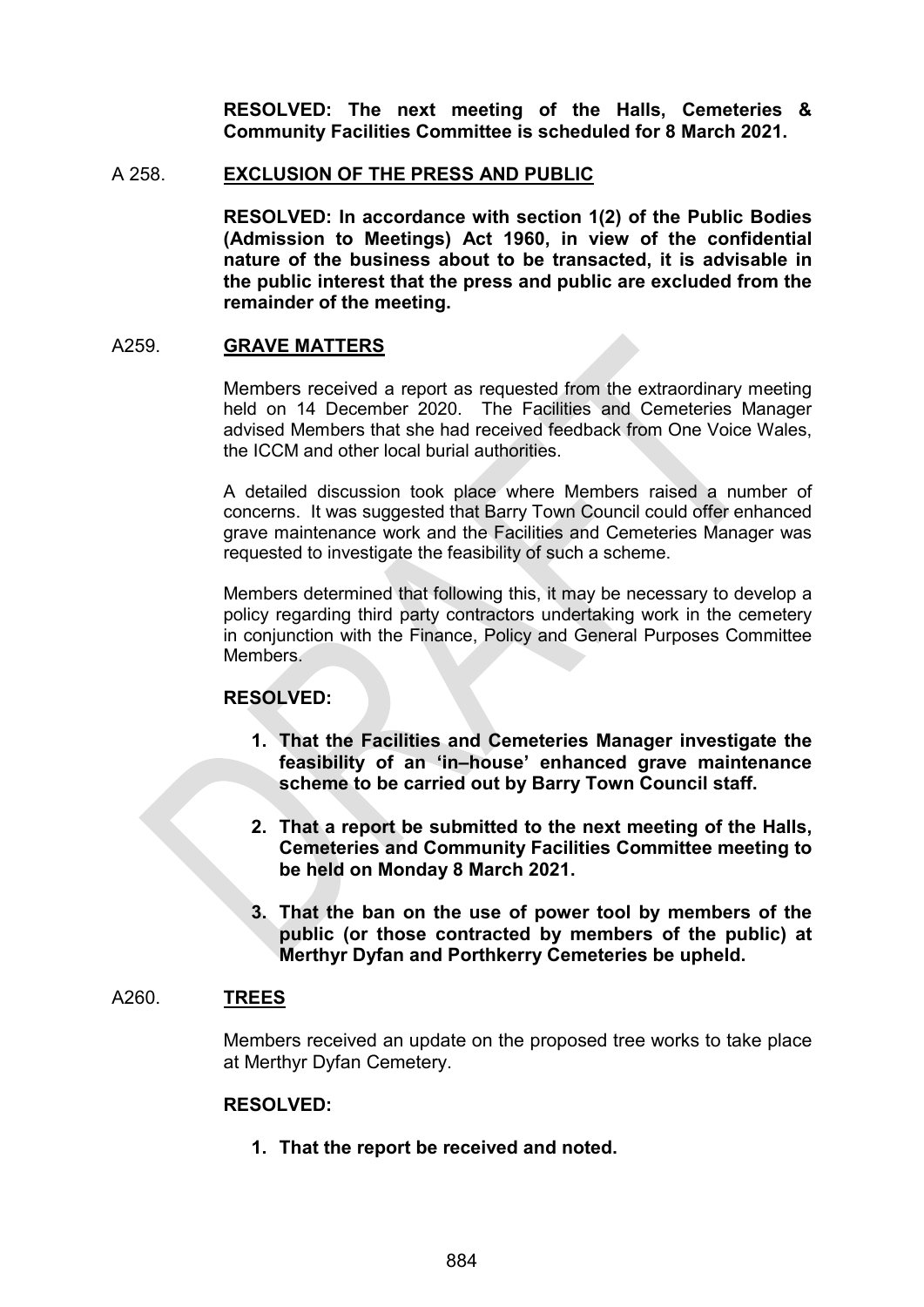**RESOLVED: The next meeting of the Halls, Cemeteries & Community Facilities Committee is scheduled for 8 March 2021.**

A 258. **EXCLUSION OF THE PRESS AND PUBLIC**

**RESOLVED: In accordance with section 1(2) of the Public Bodies (Admission to Meetings) Act 1960, in view of the confidential nature of the business about to be transacted, it is advisable in the public interest that the press and public are excluded from the remainder of the meeting.**

A259. **GRAVE MATTERS**

Members received a report as requested from the extraordinary meeting held on 14 December 2020. The Facilities and Cemeteries Manager advised Members that she had received feedback from One Voice Wales, the ICCM and other local burial authorities.

A detailed discussion took place where Members raised a number of concerns. It was suggested that Barry Town Council could offer enhanced grave maintenance work and the Facilities and Cemeteries Manager was requested to investigate the feasibility of such a scheme.

Members determined that following this, it may be necessary to develop a policy regarding third party contractors undertaking work in the cemetery in conjunction with the Finance, Policy and General Purposes Committee Members.

**RESOLVED:**

1. **That the Facilities and Cemeteries Manager investigate the feasibility of an 'in–house' enhanced grave maintenance scheme to be carried out by Barry Town Council staff.**
2. **That a report be submitted to the next meeting of the Halls, Cemeteries and Community Facilities Committee meeting to be held on Monday 8 March 2021.**
3. **That the ban on the use of power tool by members of the public (or those contracted by members of the public) at Merthyr Dyfan and Porthkerry Cemeteries be upheld.**

A260. **TREES**

Members received an update on the proposed tree works to take place at Merthyr Dyfan Cemetery.

**RESOLVED:**

1. **That the report be received and noted.**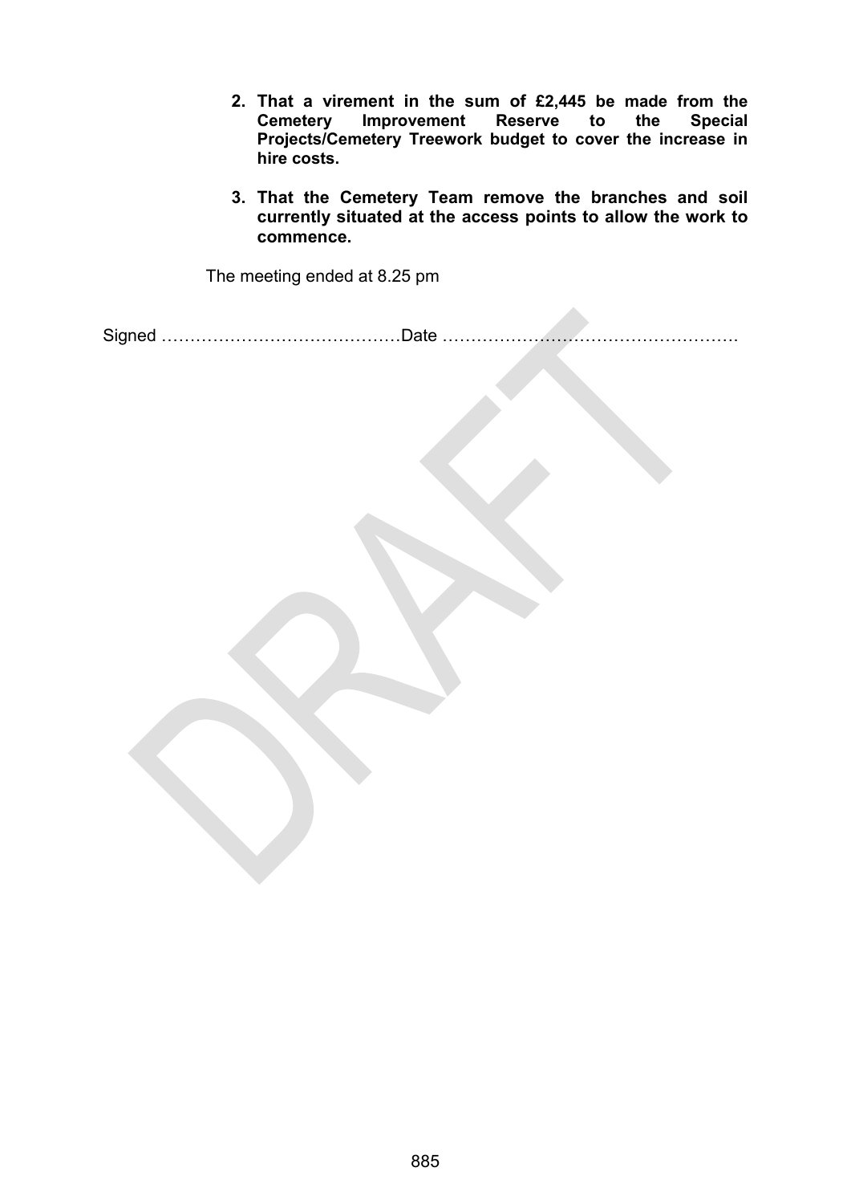2. **That a virement in the sum of £2,445 be made from the Cemetery Improvement Reserve to the Special Projects/Cemetery Treework budget to cover the increase in hire costs.**

3. **That the Cemetery Team remove the branches and soil currently situated at the access points to allow the work to commence.**

The meeting ended at 8.25 pm

Signed ……………………………………Date …………………………………………….

DRAFT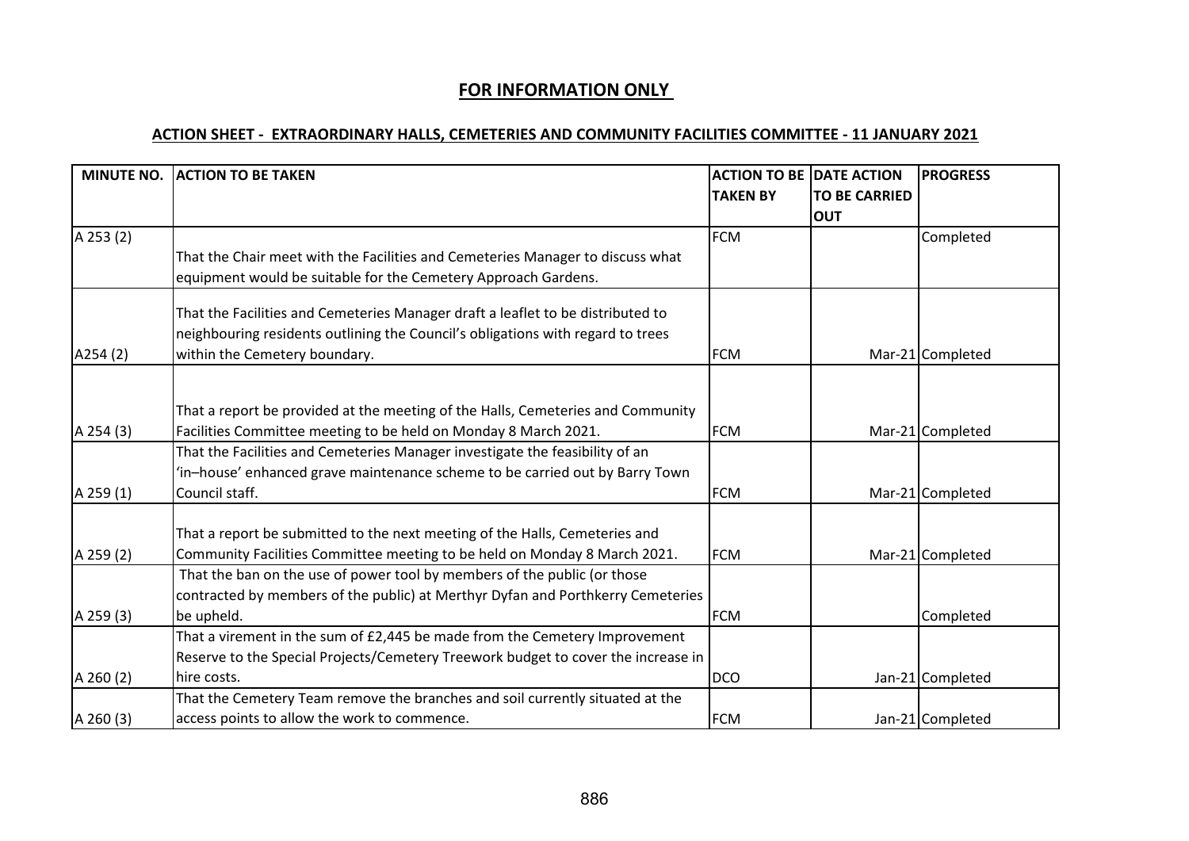## FOR INFORMATION ONLY

### ACTION SHEET - EXTRAORDINARY HALLS, CEMETERIES AND COMMUNITY FACILITIES COMMITTEE - 11 JANUARY 2021

| MINUTE NO. | ACTION TO BE TAKEN | ACTION TO BE TAKEN BY | DATE ACTION TO BE CARRIED OUT | PROGRESS |
|---|---|---|---|---|
| A 253 (2) | That the Chair meet with the Facilities and Cemeteries Manager to discuss what equipment would be suitable for the Cemetery Approach Gardens. | FCM | | Completed |
| A254 (2) | That the Facilities and Cemeteries Manager draft a leaflet to be distributed to neighbouring residents outlining the Council's obligations with regard to trees within the Cemetery boundary. | FCM | Mar-21 | Completed |
| A 254 (3) | That a report be provided at the meeting of the Halls, Cemeteries and Community Facilities Committee meeting to be held on Monday 8 March 2021. | FCM | Mar-21 | Completed |
| A 259 (1) | That the Facilities and Cemeteries Manager investigate the feasibility of an 'in–house' enhanced grave maintenance scheme to be carried out by Barry Town Council staff. | FCM | Mar-21 | Completed |
| A 259 (2) | That a report be submitted to the next meeting of the Halls, Cemeteries and Community Facilities Committee meeting to be held on Monday 8 March 2021. | FCM | Mar-21 | Completed |
| A 259 (3) | That the ban on the use of power tool by members of the public (or those contracted by members of the public) at Merthyr Dyfan and Porthkerry Cemeteries be upheld. | FCM | | Completed |
| A 260 (2) | That a virement in the sum of £2,445 be made from the Cemetery Improvement Reserve to the Special Projects/Cemetery Treework budget to cover the increase in hire costs. | DCO | Jan-21 | Completed |
| A 260 (3) | That the Cemetery Team remove the branches and soil currently situated at the access points to allow the work to commence. | FCM | Jan-21 | Completed |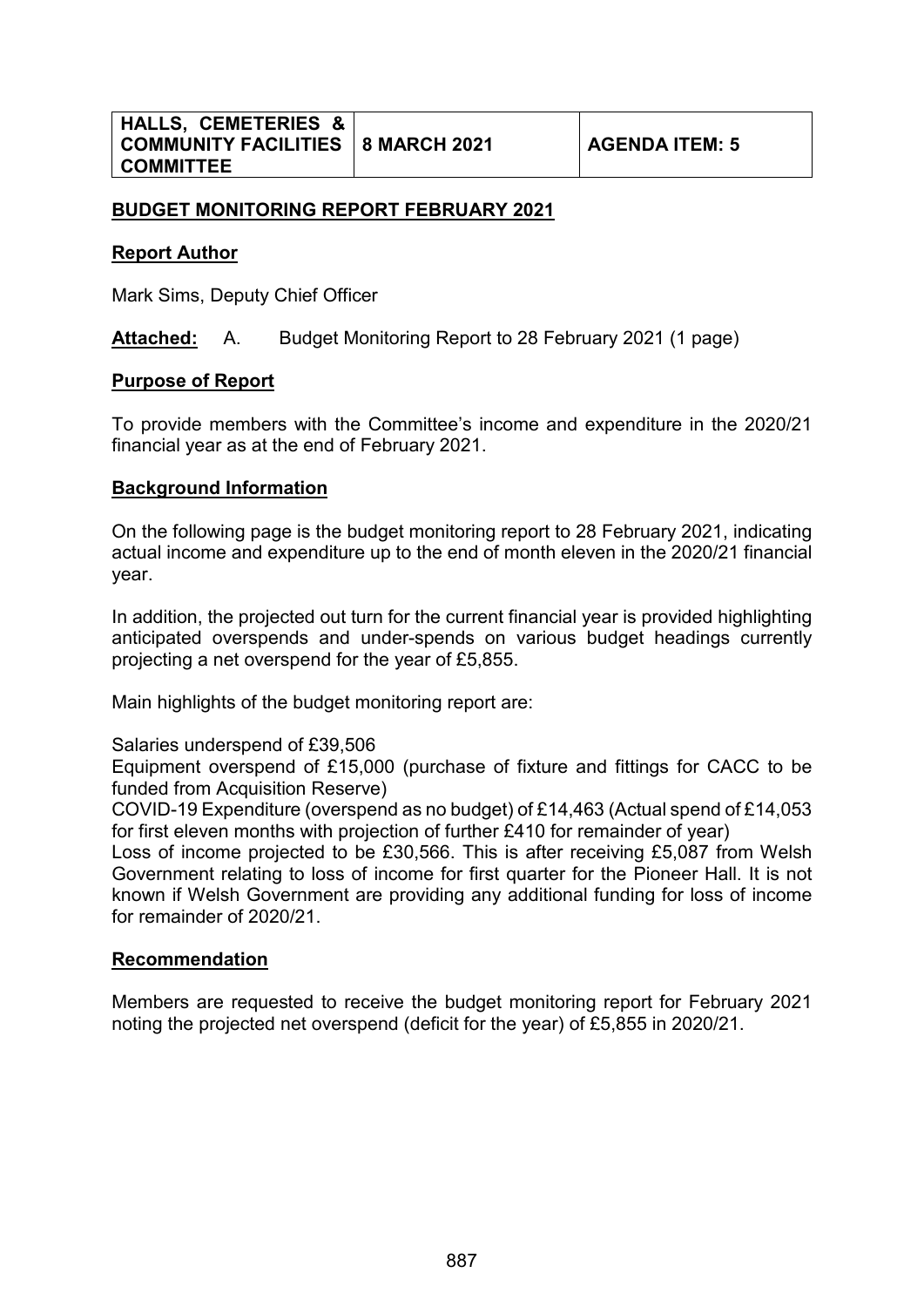| HALLS, CEMETERIES & COMMUNITY FACILITIES COMMITTEE | 8 MARCH 2021 | AGENDA ITEM: 5 |
|---|---|---|

## BUDGET MONITORING REPORT FEBRUARY 2021

### Report Author

Mark Sims, Deputy Chief Officer

**Attached:** A. Budget Monitoring Report to 28 February 2021 (1 page)

### Purpose of Report

To provide members with the Committee's income and expenditure in the 2020/21 financial year as at the end of February 2021.

### Background Information

On the following page is the budget monitoring report to 28 February 2021, indicating actual income and expenditure up to the end of month eleven in the 2020/21 financial year.

In addition, the projected out turn for the current financial year is provided highlighting anticipated overspends and under-spends on various budget headings currently projecting a net overspend for the year of £5,855.

Main highlights of the budget monitoring report are:

Salaries underspend of £39,506

Equipment overspend of £15,000 (purchase of fixture and fittings for CACC to be funded from Acquisition Reserve)

COVID-19 Expenditure (overspend as no budget) of £14,463 (Actual spend of £14,053 for first eleven months with projection of further £410 for remainder of year)

Loss of income projected to be £30,566. This is after receiving £5,087 from Welsh Government relating to loss of income for first quarter for the Pioneer Hall. It is not known if Welsh Government are providing any additional funding for loss of income for remainder of 2020/21.

### Recommendation

Members are requested to receive the budget monitoring report for February 2021 noting the projected net overspend (deficit for the year) of £5,855 in 2020/21.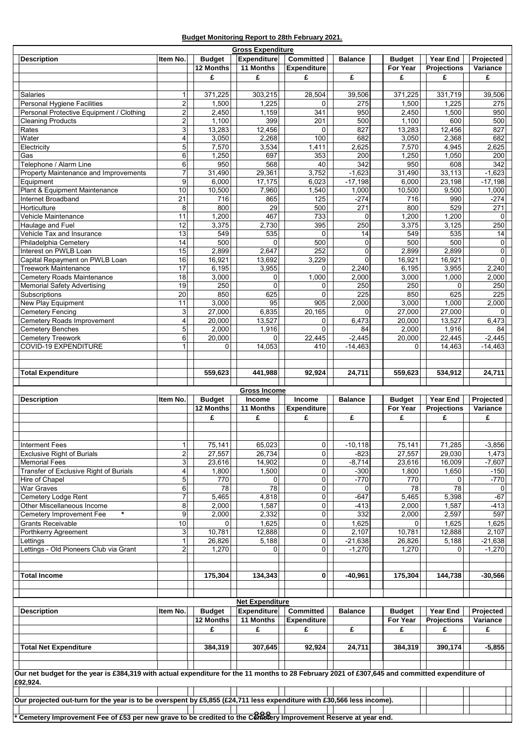**Budget Monitoring Report to 28th February 2021.**

**Gross Expenditure**

| Description | Item No. | Budget 12 Months £ | Expenditure 11 Months £ | Committed Expenditure £ | Balance £ | Budget For Year £ | Year End Projections £ | Projected Variance £ |
|---|---|---|---|---|---|---|---|---|
| Salaries | 1 | 371,225 | 303,215 | 28,504 | 39,506 | 371,225 | 331,719 | 39,506 |
| Personal Hygiene Facilities | 2 | 1,500 | 1,225 | 0 | 275 | 1,500 | 1,225 | 275 |
| Personal Protective Equipment / Clothing | 2 | 2,450 | 1,159 | 341 | 950 | 2,450 | 1,500 | 950 |
| Cleaning Products | 2 | 1,100 | 399 | 201 | 500 | 1,100 | 600 | 500 |
| Rates | 3 | 13,283 | 12,456 | 0 | 827 | 13,283 | 12,456 | 827 |
| Water | 4 | 3,050 | 2,268 | 100 | 682 | 3,050 | 2,368 | 682 |
| Electricity | 5 | 7,570 | 3,534 | 1,411 | 2,625 | 7,570 | 4,945 | 2,625 |
| Gas | 6 | 1,250 | 697 | 353 | 200 | 1,250 | 1,050 | 200 |
| Telephone / Alarm Line | 6 | 950 | 568 | 40 | 342 | 950 | 608 | 342 |
| Property Maintenance and Improvements | 7 | 31,490 | 29,361 | 3,752 | -1,623 | 31,490 | 33,113 | -1,623 |
| Equipment | 9 | 6,000 | 17,175 | 6,023 | -17,198 | 6,000 | 23,198 | -17,198 |
| Plant & Equipment Maintenance | 10 | 10,500 | 7,960 | 1,540 | 1,000 | 10,500 | 9,500 | 1,000 |
| Internet Broadband | 21 | 716 | 865 | 125 | -274 | 716 | 990 | -274 |
| Horticulture | 8 | 800 | 29 | 500 | 271 | 800 | 529 | 271 |
| Vehicle Maintenance | 11 | 1,200 | 467 | 733 | 0 | 1,200 | 1,200 | 0 |
| Haulage and Fuel | 12 | 3,375 | 2,730 | 395 | 250 | 3,375 | 3,125 | 250 |
| Vehicle Tax and Insurance | 13 | 549 | 535 | 0 | 14 | 549 | 535 | 14 |
| Philadelphia Cemetery | 14 | 500 | 0 | 500 | 0 | 500 | 500 | 0 |
| Interest on PWLB Loan | 15 | 2,899 | 2,647 | 252 | 0 | 2,899 | 2,899 | 0 |
| Capital Repayment on PWLB Loan | 16 | 16,921 | 13,692 | 3,229 | 0 | 16,921 | 16,921 | 0 |
| Treework Maintenance | 17 | 6,195 | 3,955 | 0 | 2,240 | 6,195 | 3,955 | 2,240 |
| Cemetery Roads Maintenance | 18 | 3,000 | 0 | 1,000 | 2,000 | 3,000 | 1,000 | 2,000 |
| Memorial Safety Advertising | 19 | 250 | 0 | 0 | 250 | 250 | 0 | 250 |
| Subscriptions | 20 | 850 | 625 | 0 | 225 | 850 | 625 | 225 |
| New Play Equipment | 11 | 3,000 | 95 | 905 | 2,000 | 3,000 | 1,000 | 2,000 |
| Cemetery Fencing | 3 | 27,000 | 6,835 | 20,165 | 0 | 27,000 | 27,000 | 0 |
| Cemetery Roads Improvement | 4 | 20,000 | 13,527 | 0 | 6,473 | 20,000 | 13,527 | 6,473 |
| Cemetery Benches | 5 | 2,000 | 1,916 | 0 | 84 | 2,000 | 1,916 | 84 |
| Cemetery Treework | 6 | 20,000 | 0 | 22,445 | -2,445 | 20,000 | 22,445 | -2,445 |
| COVID-19 EXPENDITURE | 1 | 0 | 14,053 | 410 | -14,463 | 0 | 14,463 | -14,463 |
| **Total Expenditure** | | **559,623** | **441,988** | **92,924** | **24,711** | **559,623** | **534,912** | **24,711** |

**Gross Income**

| Description | Item No. | Budget 12 Months £ | Income 11 Months £ | Income Expenditure £ | Balance £ | Budget For Year £ | Year End Projections £ | Projected Variance £ |
|---|---|---|---|---|---|---|---|---|
| Interment Fees | 1 | 75,141 | 65,023 | 0 | -10,118 | 75,141 | 71,285 | -3,856 |
| Exclusive Right of Burials | 2 | 27,557 | 26,734 | 0 | -823 | 27,557 | 29,030 | 1,473 |
| Memorial Fees | 3 | 23,616 | 14,902 | 0 | -8,714 | 23,616 | 16,009 | -7,607 |
| Transfer of Exclusive Right of Burials | 4 | 1,800 | 1,500 | 0 | -300 | 1,800 | 1,650 | -150 |
| Hire of Chapel | 5 | 770 | 0 | 0 | -770 | 770 | 0 | -770 |
| War Graves | 6 | 78 | 78 | 0 | 0 | 78 | 78 | 0 |
| Cemetery Lodge Rent | 7 | 5,465 | 4,818 | 0 | -647 | 5,465 | 5,398 | -67 |
| Other Miscellaneous Income | 8 | 2,000 | 1,587 | 0 | -413 | 2,000 | 1,587 | -413 |
| Cemetery Improvement Fee * | 9 | 2,000 | 2,332 | 0 | 332 | 2,000 | 2,597 | 597 |
| Grants Receivable | 10 | 0 | 1,625 | 0 | 1,625 | 0 | 1,625 | 1,625 |
| Porthkerry Agreement | 3 | 10,781 | 12,888 | 0 | 2,107 | 10,781 | 12,888 | 2,107 |
| Lettings | 1 | 26,826 | 5,188 | 0 | -21,638 | 26,826 | 5,188 | -21,638 |
| Lettings - Old Pioneers Club via Grant | 2 | 1,270 | 0 | 0 | -1,270 | 1,270 | 0 | -1,270 |
| **Total Income** | | **175,304** | **134,343** | **0** | **-40,961** | **175,304** | **144,738** | **-30,566** |

**Net Expenditure**

| Description | Item No. | Budget 12 Months £ | Expenditure 11 Months £ | Committed Expenditure £ | Balance £ | Budget For Year £ | Year End Projections £ | Projected Variance £ |
|---|---|---|---|---|---|---|---|---|
| **Total Net Expenditure** | | **384,319** | **307,645** | **92,924** | **24,711** | **384,319** | **390,174** | **-5,855** |

**Our net budget for the year is £384,319 with actual expenditure for the 11 months to 28 February 2021 of £307,645 and committed expenditure of £92,924.**

**Our projected out-turn for the year is to be overspent by £5,855 (£24,711 less expenditure with £30,566 less income).**

**\* Cemetery Improvement Fee of £53 per new grave to be credited to the Cemetery Improvement Reserve at year end.**